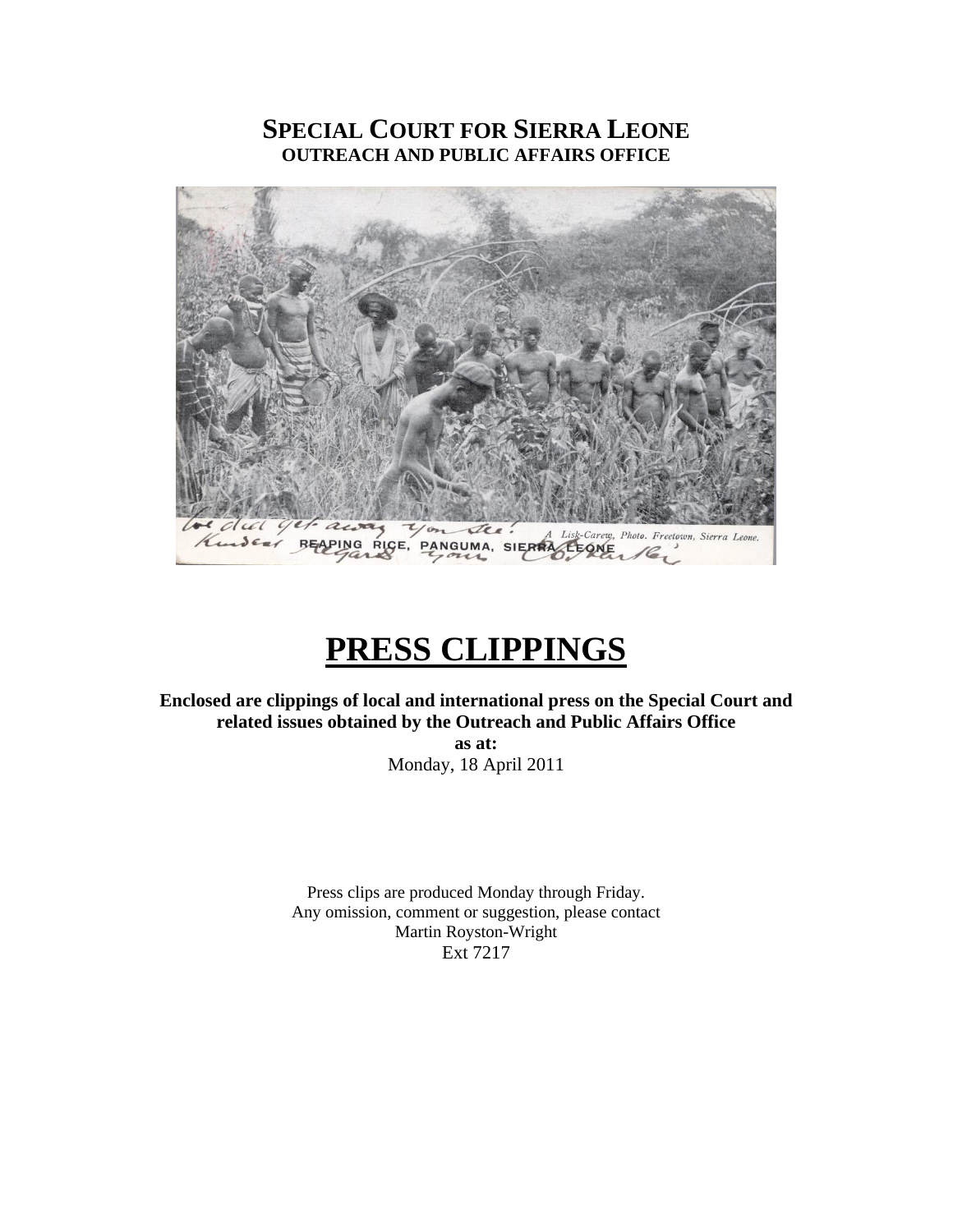# SPECIAL COURT FOR SIERRA LEONE
## OUTREACH AND PUBLIC AFFAIRS OFFICE

# PRESS CLIPPINGS

**Enclosed are clippings of local and international press on the Special Court and related issues obtained by the Outreach and Public Affairs Office**
**as at:**
Monday, 18 April 2011

Press clips are produced Monday through Friday.
Any omission, comment or suggestion, please contact
Martin Royston-Wright
Ext 7217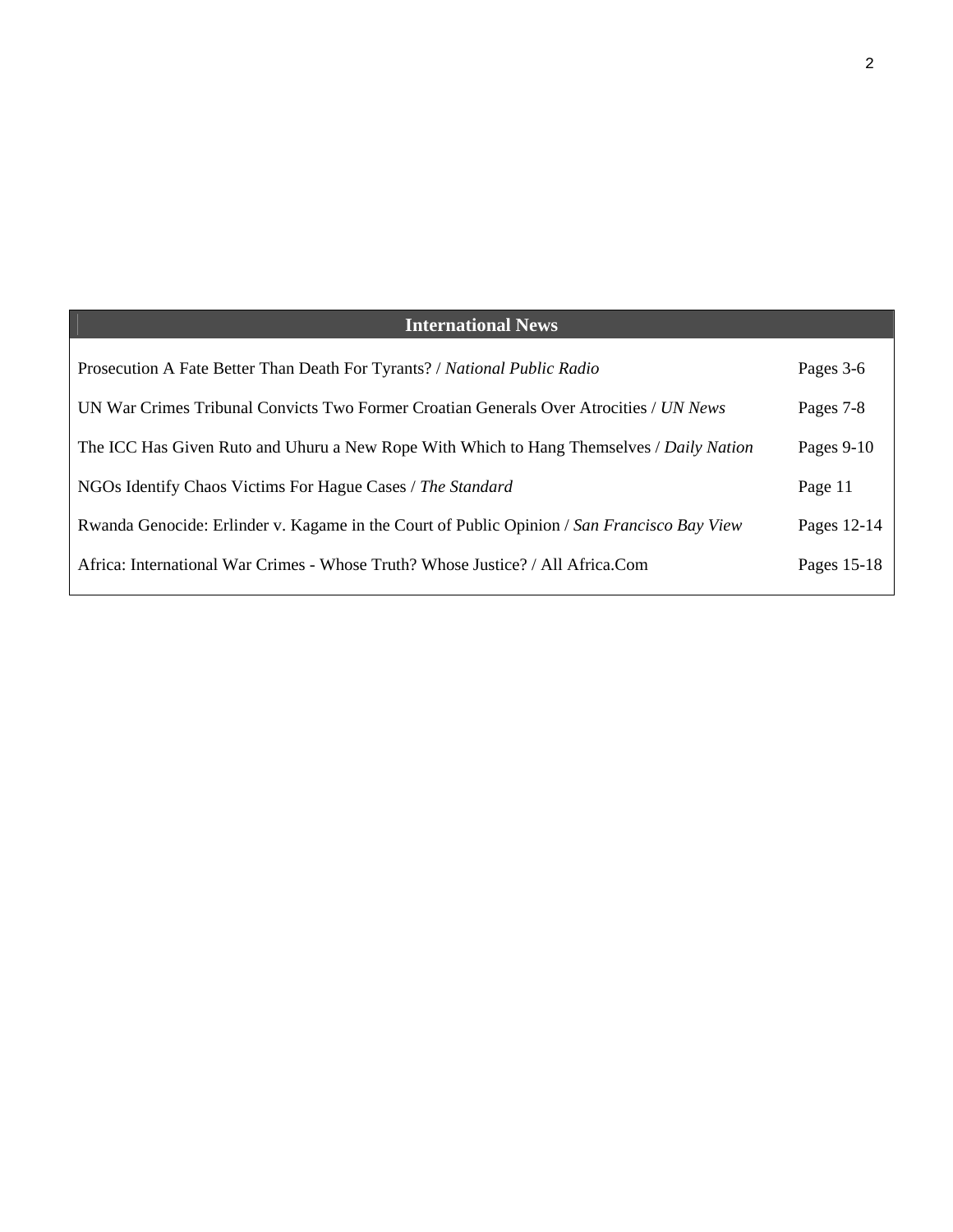| International News | |
|---|---|
| Prosecution A Fate Better Than Death For Tyrants? / *National Public Radio* | Pages 3-6 |
| UN War Crimes Tribunal Convicts Two Former Croatian Generals Over Atrocities / *UN News* | Pages 7-8 |
| The ICC Has Given Ruto and Uhuru a New Rope With Which to Hang Themselves / *Daily Nation* | Pages 9-10 |
| NGOs Identify Chaos Victims For Hague Cases / *The Standard* | Page 11 |
| Rwanda Genocide: Erlinder v. Kagame in the Court of Public Opinion / *San Francisco Bay View* | Pages 12-14 |
| Africa: International War Crimes - Whose Truth? Whose Justice? / All Africa.Com | Pages 15-18 |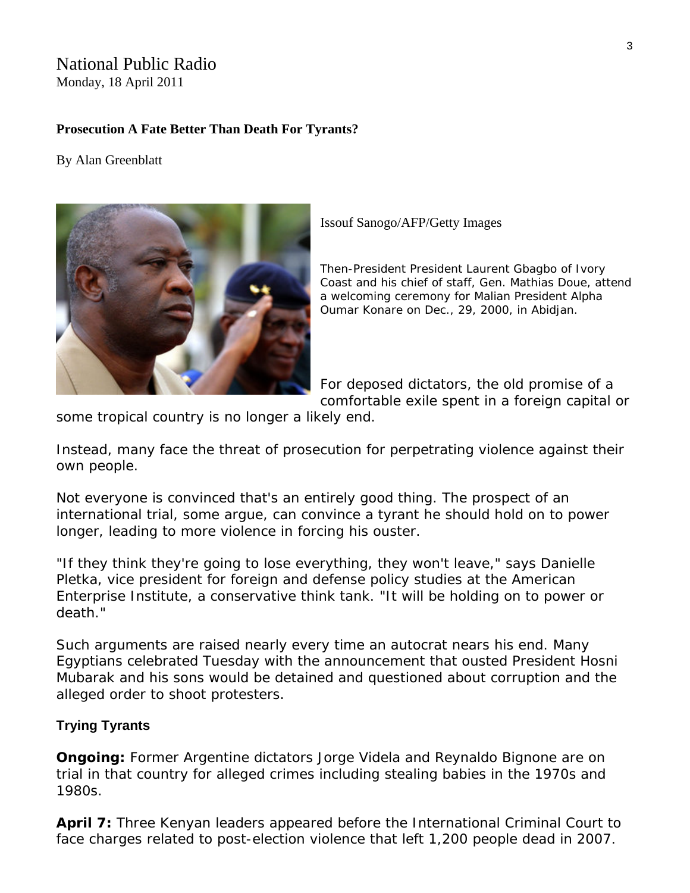National Public Radio
Monday, 18 April 2011

**Prosecution A Fate Better Than Death For Tyrants?**

By Alan Greenblatt

Issouf Sanogo/AFP/Getty Images

Then-President President Laurent Gbagbo of Ivory Coast and his chief of staff, Gen. Mathias Doue, attend a welcoming ceremony for Malian President Alpha Oumar Konare on Dec., 29, 2000, in Abidjan.

For deposed dictators, the old promise of a comfortable exile spent in a foreign capital or some tropical country is no longer a likely end.

Instead, many face the threat of prosecution for perpetrating violence against their own people.

Not everyone is convinced that's an entirely good thing. The prospect of an international trial, some argue, can convince a tyrant he should hold on to power longer, leading to more violence in forcing his ouster.

"If they think they're going to lose everything, they won't leave," says Danielle Pletka, vice president for foreign and defense policy studies at the American Enterprise Institute, a conservative think tank. "It will be holding on to power or death."

Such arguments are raised nearly every time an autocrat nears his end. Many Egyptians celebrated Tuesday with the announcement that ousted President Hosni Mubarak and his sons would be detained and questioned about corruption and the alleged order to shoot protesters.

### Trying Tyrants

**Ongoing:** Former Argentine dictators Jorge Videla and Reynaldo Bignone are on trial in that country for alleged crimes including stealing babies in the 1970s and 1980s.

**April 7:** Three Kenyan leaders appeared before the International Criminal Court to face charges related to post-election violence that left 1,200 people dead in 2007.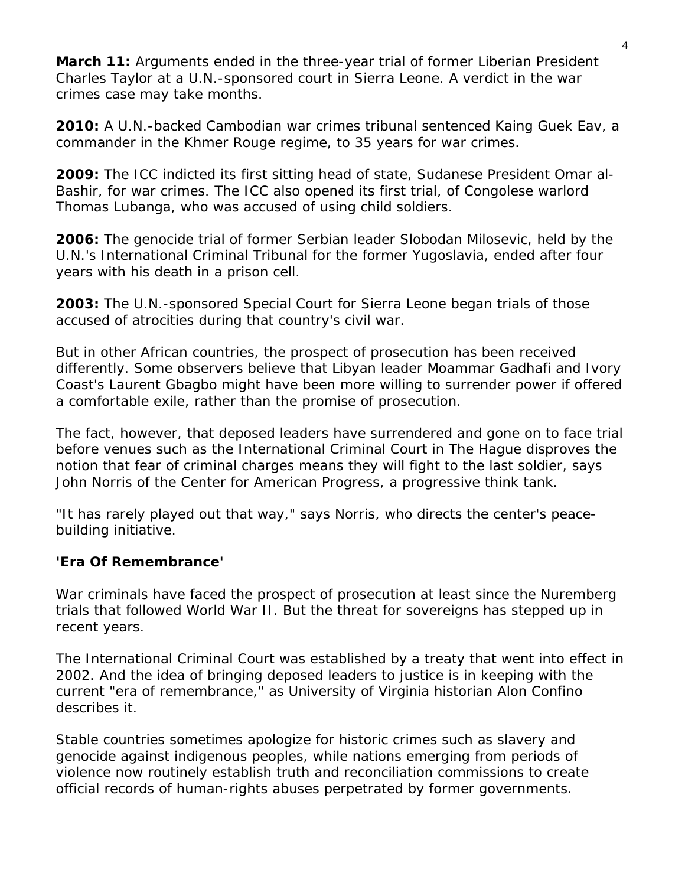**March 11:** Arguments ended in the three-year trial of former Liberian President Charles Taylor at a U.N.-sponsored court in Sierra Leone. A verdict in the war crimes case may take months.

**2010:** A U.N.-backed Cambodian war crimes tribunal sentenced Kaing Guek Eav, a commander in the Khmer Rouge regime, to 35 years for war crimes.

**2009:** The ICC indicted its first sitting head of state, Sudanese President Omar al-Bashir, for war crimes. The ICC also opened its first trial, of Congolese warlord Thomas Lubanga, who was accused of using child soldiers.

**2006:** The genocide trial of former Serbian leader Slobodan Milosevic, held by the U.N.'s International Criminal Tribunal for the former Yugoslavia, ended after four years with his death in a prison cell.

**2003:** The U.N.-sponsored Special Court for Sierra Leone began trials of those accused of atrocities during that country's civil war.

But in other African countries, the prospect of prosecution has been received differently. Some observers believe that Libyan leader Moammar Gadhafi and Ivory Coast's Laurent Gbagbo might have been more willing to surrender power if offered a comfortable exile, rather than the promise of prosecution.

The fact, however, that deposed leaders have surrendered and gone on to face trial before venues such as the International Criminal Court in The Hague disproves the notion that fear of criminal charges means they will fight to the last soldier, says John Norris of the Center for American Progress, a progressive think tank.

"It has rarely played out that way," says Norris, who directs the center's peace-building initiative.

**'Era Of Remembrance'**

War criminals have faced the prospect of prosecution at least since the Nuremberg trials that followed World War II. But the threat for sovereigns has stepped up in recent years.

The International Criminal Court was established by a treaty that went into effect in 2002. And the idea of bringing deposed leaders to justice is in keeping with the current "era of remembrance," as University of Virginia historian Alon Confino describes it.

Stable countries sometimes apologize for historic crimes such as slavery and genocide against indigenous peoples, while nations emerging from periods of violence now routinely establish truth and reconciliation commissions to create official records of human-rights abuses perpetrated by former governments.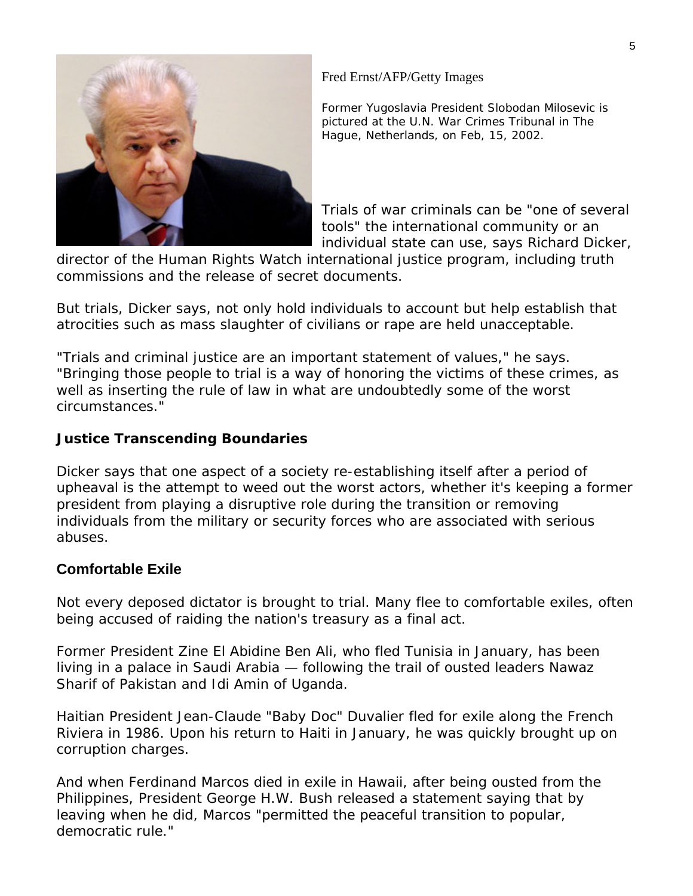Fred Ernst/AFP/Getty Images

Former Yugoslavia President Slobodan Milosevic is pictured at the U.N. War Crimes Tribunal in The Hague, Netherlands, on Feb, 15, 2002.

Trials of war criminals can be "one of several tools" the international community or an individual state can use, says Richard Dicker, director of the Human Rights Watch international justice program, including truth commissions and the release of secret documents.

But trials, Dicker says, not only hold individuals to account but help establish that atrocities such as mass slaughter of civilians or rape are held unacceptable.

"Trials and criminal justice are an important statement of values," he says. "Bringing those people to trial is a way of honoring the victims of these crimes, as well as inserting the rule of law in what are undoubtedly some of the worst circumstances."

### Justice Transcending Boundaries

Dicker says that one aspect of a society re-establishing itself after a period of upheaval is the attempt to weed out the worst actors, whether it's keeping a former president from playing a disruptive role during the transition or removing individuals from the military or security forces who are associated with serious abuses.

### Comfortable Exile

Not every deposed dictator is brought to trial. Many flee to comfortable exiles, often being accused of raiding the nation's treasury as a final act.

Former President Zine El Abidine Ben Ali, who fled Tunisia in January, has been living in a palace in Saudi Arabia — following the trail of ousted leaders Nawaz Sharif of Pakistan and Idi Amin of Uganda.

Haitian President Jean-Claude "Baby Doc" Duvalier fled for exile along the French Riviera in 1986. Upon his return to Haiti in January, he was quickly brought up on corruption charges.

And when Ferdinand Marcos died in exile in Hawaii, after being ousted from the Philippines, President George H.W. Bush released a statement saying that by leaving when he did, Marcos "permitted the peaceful transition to popular, democratic rule."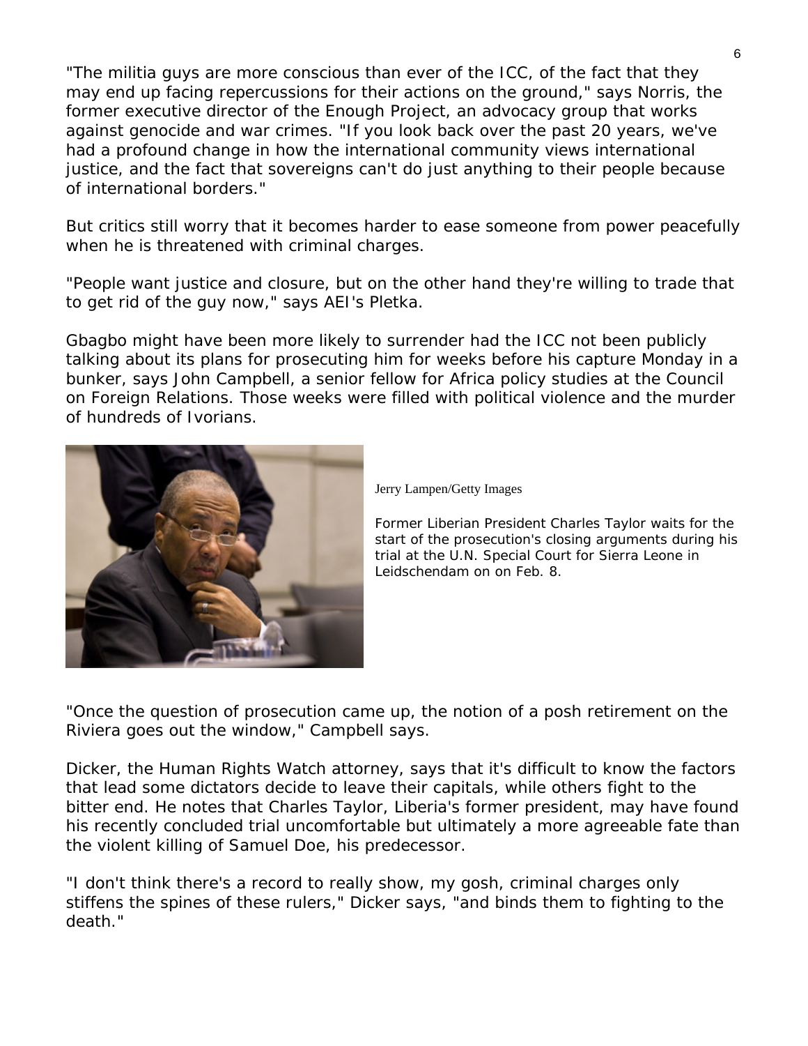"The militia guys are more conscious than ever of the ICC, of the fact that they may end up facing repercussions for their actions on the ground," says Norris, the former executive director of the Enough Project, an advocacy group that works against genocide and war crimes. "If you look back over the past 20 years, we've had a profound change in how the international community views international justice, and the fact that sovereigns can't do just anything to their people because of international borders."

But critics still worry that it becomes harder to ease someone from power peacefully when he is threatened with criminal charges.

"People want justice and closure, but on the other hand they're willing to trade that to get rid of the guy now," says AEI's Pletka.

Gbagbo might have been more likely to surrender had the ICC not been publicly talking about its plans for prosecuting him for weeks before his capture Monday in a bunker, says John Campbell, a senior fellow for Africa policy studies at the Council on Foreign Relations. Those weeks were filled with political violence and the murder of hundreds of Ivorians.

Jerry Lampen/Getty Images

Former Liberian President Charles Taylor waits for the start of the prosecution's closing arguments during his trial at the U.N. Special Court for Sierra Leone in Leidschendam on on Feb. 8.

"Once the question of prosecution came up, the notion of a posh retirement on the Riviera goes out the window," Campbell says.

Dicker, the Human Rights Watch attorney, says that it's difficult to know the factors that lead some dictators decide to leave their capitals, while others fight to the bitter end. He notes that Charles Taylor, Liberia's former president, may have found his recently concluded trial uncomfortable but ultimately a more agreeable fate than the violent killing of Samuel Doe, his predecessor.

"I don't think there's a record to really show, my gosh, criminal charges only stiffens the spines of these rulers," Dicker says, "and binds them to fighting to the death."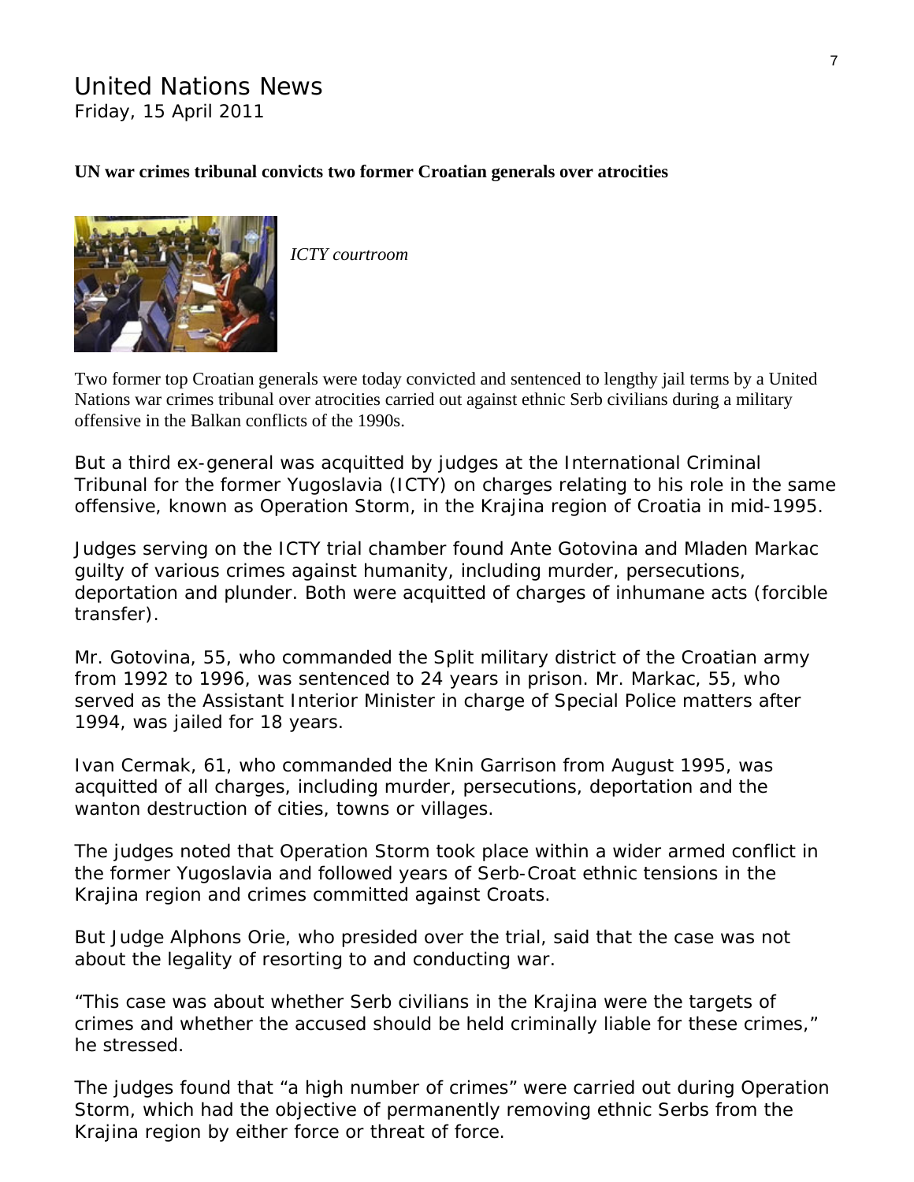United Nations News
Friday, 15 April 2011

**UN war crimes tribunal convicts two former Croatian generals over atrocities**

*ICTY courtroom*

Two former top Croatian generals were today convicted and sentenced to lengthy jail terms by a United Nations war crimes tribunal over atrocities carried out against ethnic Serb civilians during a military offensive in the Balkan conflicts of the 1990s.

But a third ex-general was acquitted by judges at the International Criminal Tribunal for the former Yugoslavia (ICTY) on charges relating to his role in the same offensive, known as Operation Storm, in the Krajina region of Croatia in mid-1995.

Judges serving on the ICTY trial chamber found Ante Gotovina and Mladen Markac guilty of various crimes against humanity, including murder, persecutions, deportation and plunder. Both were acquitted of charges of inhumane acts (forcible transfer).

Mr. Gotovina, 55, who commanded the Split military district of the Croatian army from 1992 to 1996, was sentenced to 24 years in prison. Mr. Markac, 55, who served as the Assistant Interior Minister in charge of Special Police matters after 1994, was jailed for 18 years.

Ivan Cermak, 61, who commanded the Knin Garrison from August 1995, was acquitted of all charges, including murder, persecutions, deportation and the wanton destruction of cities, towns or villages.

The judges noted that Operation Storm took place within a wider armed conflict in the former Yugoslavia and followed years of Serb-Croat ethnic tensions in the Krajina region and crimes committed against Croats.

But Judge Alphons Orie, who presided over the trial, said that the case was not about the legality of resorting to and conducting war.

"This case was about whether Serb civilians in the Krajina were the targets of crimes and whether the accused should be held criminally liable for these crimes," he stressed.

The judges found that "a high number of crimes" were carried out during Operation Storm, which had the objective of permanently removing ethnic Serbs from the Krajina region by either force or threat of force.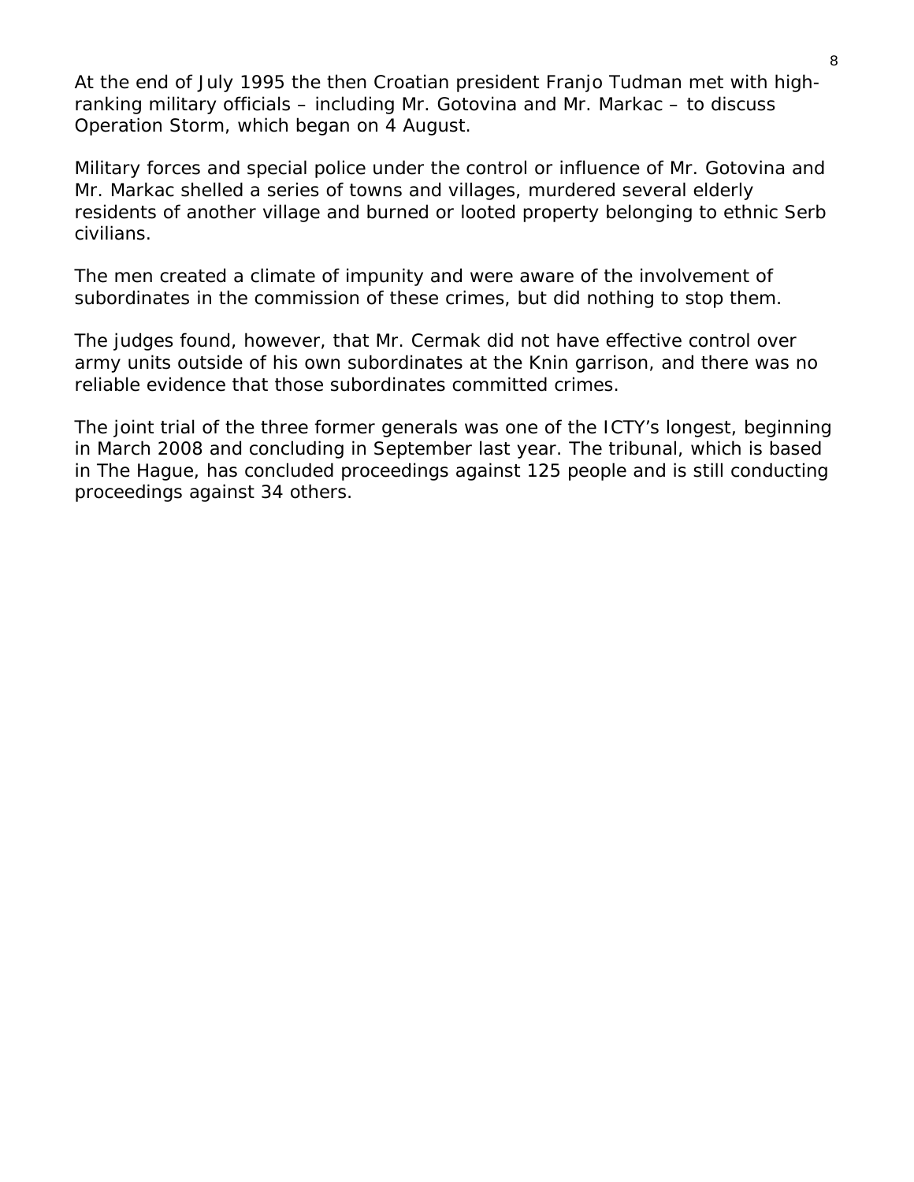At the end of July 1995 the then Croatian president Franjo Tudman met with high-ranking military officials – including Mr. Gotovina and Mr. Markac – to discuss Operation Storm, which began on 4 August.

Military forces and special police under the control or influence of Mr. Gotovina and Mr. Markac shelled a series of towns and villages, murdered several elderly residents of another village and burned or looted property belonging to ethnic Serb civilians.

The men created a climate of impunity and were aware of the involvement of subordinates in the commission of these crimes, but did nothing to stop them.

The judges found, however, that Mr. Cermak did not have effective control over army units outside of his own subordinates at the Knin garrison, and there was no reliable evidence that those subordinates committed crimes.

The joint trial of the three former generals was one of the ICTY's longest, beginning in March 2008 and concluding in September last year. The tribunal, which is based in The Hague, has concluded proceedings against 125 people and is still conducting proceedings against 34 others.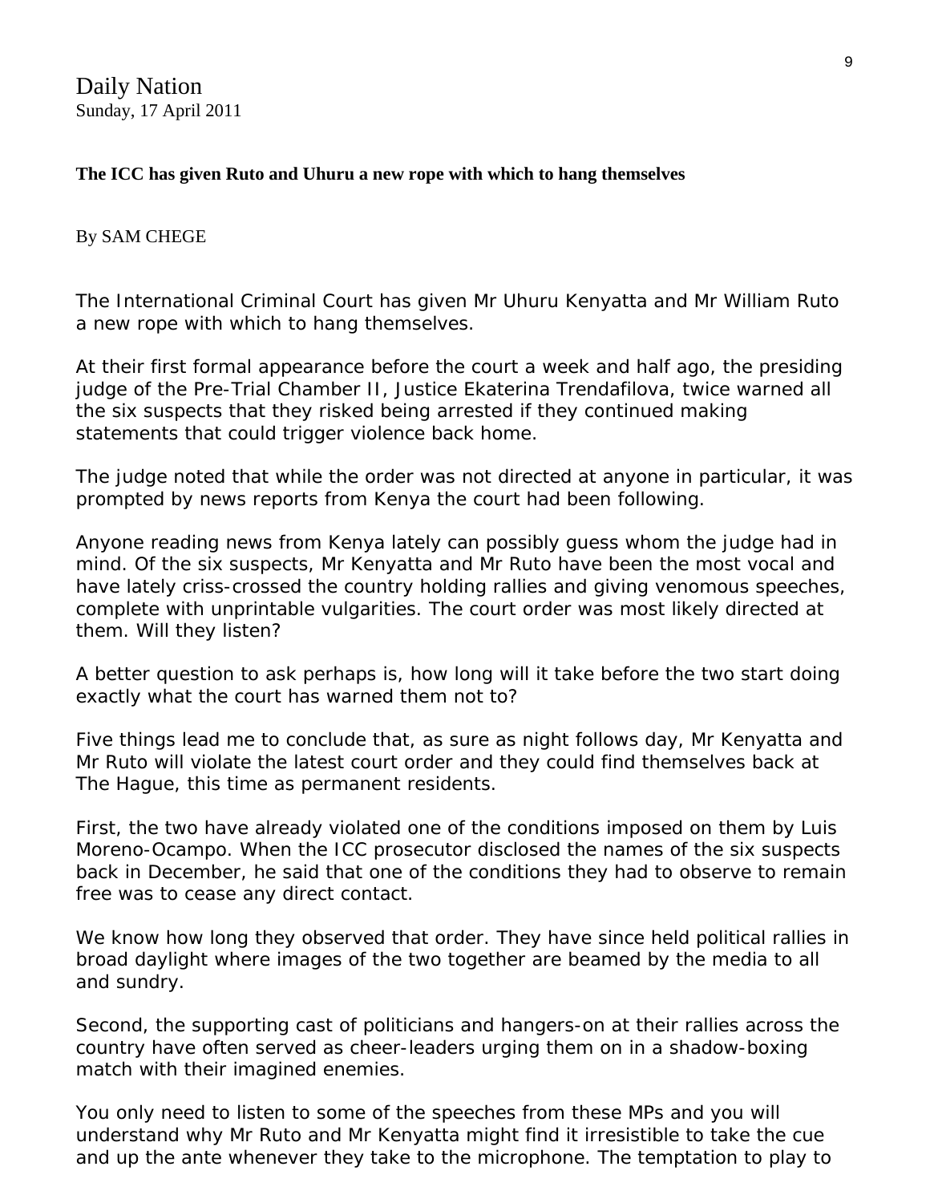Daily Nation
Sunday, 17 April 2011

**The ICC has given Ruto and Uhuru a new rope with which to hang themselves**

By SAM CHEGE

The International Criminal Court has given Mr Uhuru Kenyatta and Mr William Ruto a new rope with which to hang themselves.

At their first formal appearance before the court a week and half ago, the presiding judge of the Pre-Trial Chamber II, Justice Ekaterina Trendafilova, twice warned all the six suspects that they risked being arrested if they continued making statements that could trigger violence back home.

The judge noted that while the order was not directed at anyone in particular, it was prompted by news reports from Kenya the court had been following.

Anyone reading news from Kenya lately can possibly guess whom the judge had in mind. Of the six suspects, Mr Kenyatta and Mr Ruto have been the most vocal and have lately criss-crossed the country holding rallies and giving venomous speeches, complete with unprintable vulgarities. The court order was most likely directed at them. Will they listen?

A better question to ask perhaps is, how long will it take before the two start doing exactly what the court has warned them not to?

Five things lead me to conclude that, as sure as night follows day, Mr Kenyatta and Mr Ruto will violate the latest court order and they could find themselves back at The Hague, this time as permanent residents.

First, the two have already violated one of the conditions imposed on them by Luis Moreno-Ocampo. When the ICC prosecutor disclosed the names of the six suspects back in December, he said that one of the conditions they had to observe to remain free was to cease any direct contact.

We know how long they observed that order. They have since held political rallies in broad daylight where images of the two together are beamed by the media to all and sundry.

Second, the supporting cast of politicians and hangers-on at their rallies across the country have often served as cheer-leaders urging them on in a shadow-boxing match with their imagined enemies.

You only need to listen to some of the speeches from these MPs and you will understand why Mr Ruto and Mr Kenyatta might find it irresistible to take the cue and up the ante whenever they take to the microphone. The temptation to play to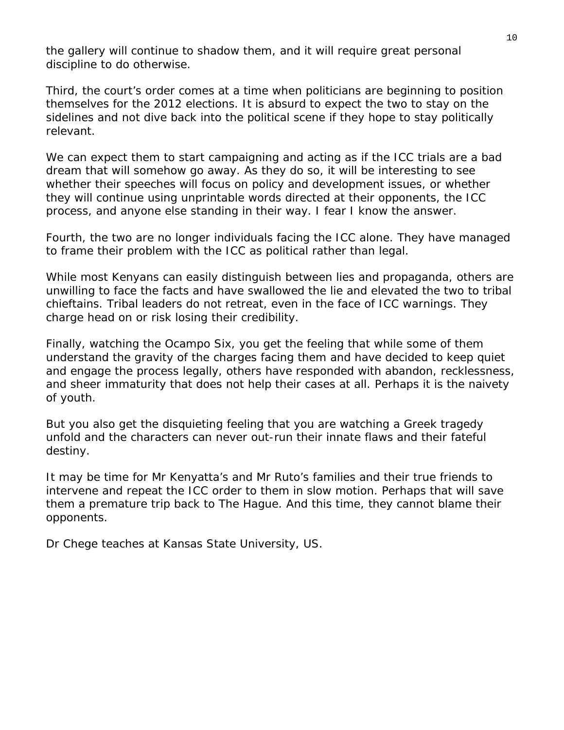the gallery will continue to shadow them, and it will require great personal discipline to do otherwise.

Third, the court's order comes at a time when politicians are beginning to position themselves for the 2012 elections. It is absurd to expect the two to stay on the sidelines and not dive back into the political scene if they hope to stay politically relevant.

We can expect them to start campaigning and acting as if the ICC trials are a bad dream that will somehow go away. As they do so, it will be interesting to see whether their speeches will focus on policy and development issues, or whether they will continue using unprintable words directed at their opponents, the ICC process, and anyone else standing in their way. I fear I know the answer.

Fourth, the two are no longer individuals facing the ICC alone. They have managed to frame their problem with the ICC as political rather than legal.

While most Kenyans can easily distinguish between lies and propaganda, others are unwilling to face the facts and have swallowed the lie and elevated the two to tribal chieftains. Tribal leaders do not retreat, even in the face of ICC warnings. They charge head on or risk losing their credibility.

Finally, watching the Ocampo Six, you get the feeling that while some of them understand the gravity of the charges facing them and have decided to keep quiet and engage the process legally, others have responded with abandon, recklessness, and sheer immaturity that does not help their cases at all. Perhaps it is the naivety of youth.

But you also get the disquieting feeling that you are watching a Greek tragedy unfold and the characters can never out-run their innate flaws and their fateful destiny.

It may be time for Mr Kenyatta's and Mr Ruto's families and their true friends to intervene and repeat the ICC order to them in slow motion. Perhaps that will save them a premature trip back to The Hague. And this time, they cannot blame their opponents.

Dr Chege teaches at Kansas State University, US.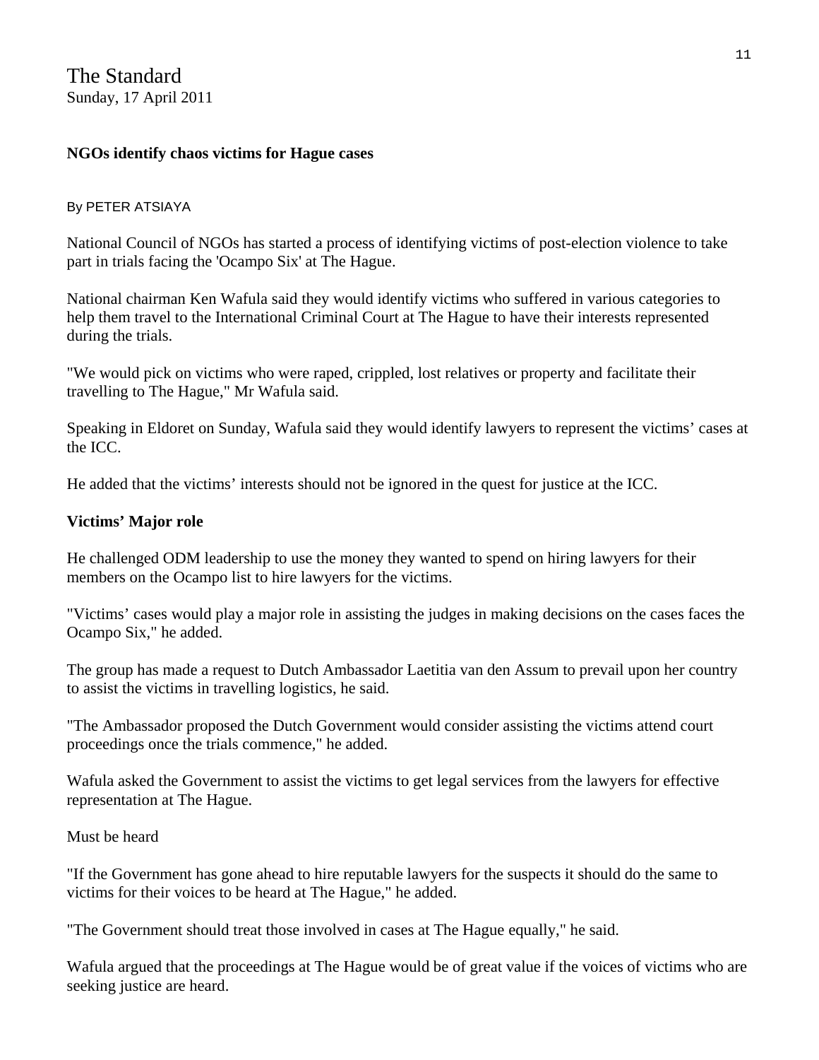The Standard
Sunday, 17 April 2011

**NGOs identify chaos victims for Hague cases**

By PETER ATSIAYA

National Council of NGOs has started a process of identifying victims of post-election violence to take part in trials facing the 'Ocampo Six' at The Hague.

National chairman Ken Wafula said they would identify victims who suffered in various categories to help them travel to the International Criminal Court at The Hague to have their interests represented during the trials.

"We would pick on victims who were raped, crippled, lost relatives or property and facilitate their travelling to The Hague," Mr Wafula said.

Speaking in Eldoret on Sunday, Wafula said they would identify lawyers to represent the victims' cases at the ICC.

He added that the victims' interests should not be ignored in the quest for justice at the ICC.

**Victims' Major role**

He challenged ODM leadership to use the money they wanted to spend on hiring lawyers for their members on the Ocampo list to hire lawyers for the victims.

"Victims' cases would play a major role in assisting the judges in making decisions on the cases faces the Ocampo Six," he added.

The group has made a request to Dutch Ambassador Laetitia van den Assum to prevail upon her country to assist the victims in travelling logistics, he said.

"The Ambassador proposed the Dutch Government would consider assisting the victims attend court proceedings once the trials commence," he added.

Wafula asked the Government to assist the victims to get legal services from the lawyers for effective representation at The Hague.

Must be heard

"If the Government has gone ahead to hire reputable lawyers for the suspects it should do the same to victims for their voices to be heard at The Hague," he added.

"The Government should treat those involved in cases at The Hague equally," he said.

Wafula argued that the proceedings at The Hague would be of great value if the voices of victims who are seeking justice are heard.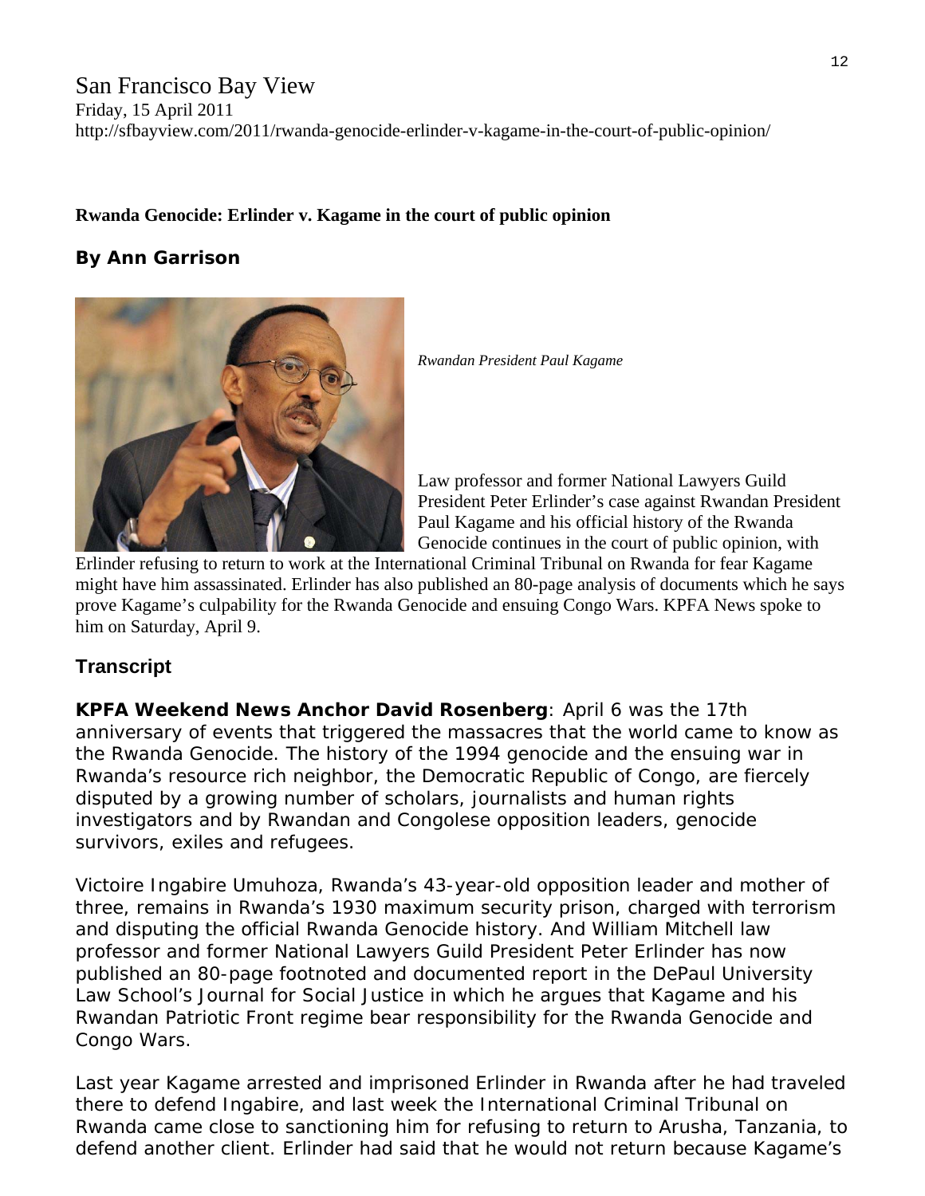San Francisco Bay View
Friday, 15 April 2011
http://sfbayview.com/2011/rwanda-genocide-erlinder-v-kagame-in-the-court-of-public-opinion/

**Rwanda Genocide: Erlinder v. Kagame in the court of public opinion**

**By Ann Garrison**

*Rwandan President Paul Kagame*

Law professor and former National Lawyers Guild President Peter Erlinder's case against Rwandan President Paul Kagame and his official history of the Rwanda Genocide continues in the court of public opinion, with Erlinder refusing to return to work at the International Criminal Tribunal on Rwanda for fear Kagame might have him assassinated. Erlinder has also published an 80-page analysis of documents which he says prove Kagame's culpability for the Rwanda Genocide and ensuing Congo Wars. KPFA News spoke to him on Saturday, April 9.

## Transcript

**KPFA Weekend News Anchor David Rosenberg**: April 6 was the 17th anniversary of events that triggered the massacres that the world came to know as the Rwanda Genocide. The history of the 1994 genocide and the ensuing war in Rwanda's resource rich neighbor, the Democratic Republic of Congo, are fiercely disputed by a growing number of scholars, journalists and human rights investigators and by Rwandan and Congolese opposition leaders, genocide survivors, exiles and refugees.

Victoire Ingabire Umuhoza, Rwanda's 43-year-old opposition leader and mother of three, remains in Rwanda's 1930 maximum security prison, charged with terrorism and disputing the official Rwanda Genocide history. And William Mitchell law professor and former National Lawyers Guild President Peter Erlinder has now published an 80-page footnoted and documented report in the DePaul University Law School's Journal for Social Justice in which he argues that Kagame and his Rwandan Patriotic Front regime bear responsibility for the Rwanda Genocide and Congo Wars.

Last year Kagame arrested and imprisoned Erlinder in Rwanda after he had traveled there to defend Ingabire, and last week the International Criminal Tribunal on Rwanda came close to sanctioning him for refusing to return to Arusha, Tanzania, to defend another client. Erlinder had said that he would not return because Kagame's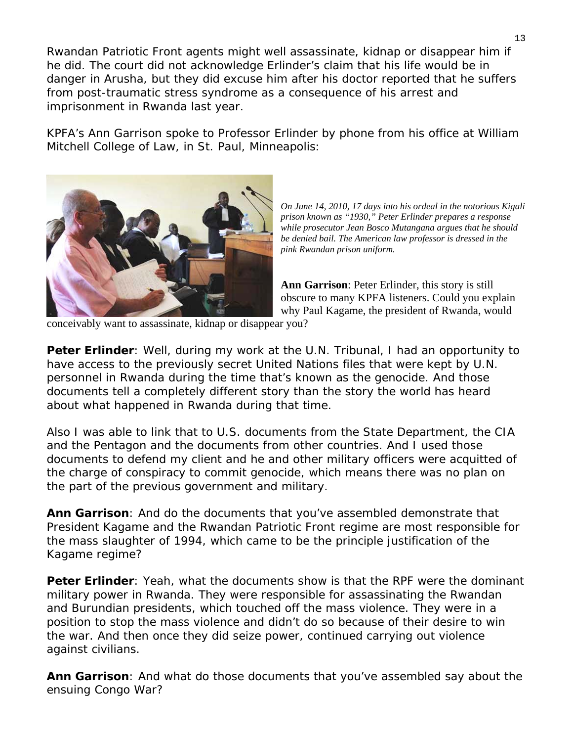Rwandan Patriotic Front agents might well assassinate, kidnap or disappear him if he did. The court did not acknowledge Erlinder's claim that his life would be in danger in Arusha, but they did excuse him after his doctor reported that he suffers from post-traumatic stress syndrome as a consequence of his arrest and imprisonment in Rwanda last year.

KPFA's Ann Garrison spoke to Professor Erlinder by phone from his office at William Mitchell College of Law, in St. Paul, Minneapolis:

*On June 14, 2010, 17 days into his ordeal in the notorious Kigali prison known as "1930," Peter Erlinder prepares a response while prosecutor Jean Bosco Mutangana argues that he should be denied bail. The American law professor is dressed in the pink Rwandan prison uniform.*

**Ann Garrison**: Peter Erlinder, this story is still obscure to many KPFA listeners. Could you explain why Paul Kagame, the president of Rwanda, would conceivably want to assassinate, kidnap or disappear you?

**Peter Erlinder**: Well, during my work at the U.N. Tribunal, I had an opportunity to have access to the previously secret United Nations files that were kept by U.N. personnel in Rwanda during the time that's known as the genocide. And those documents tell a completely different story than the story the world has heard about what happened in Rwanda during that time.

Also I was able to link that to U.S. documents from the State Department, the CIA and the Pentagon and the documents from other countries. And I used those documents to defend my client and he and other military officers were acquitted of the charge of conspiracy to commit genocide, which means there was no plan on the part of the previous government and military.

**Ann Garrison**: And do the documents that you've assembled demonstrate that President Kagame and the Rwandan Patriotic Front regime are most responsible for the mass slaughter of 1994, which came to be the principle justification of the Kagame regime?

**Peter Erlinder**: Yeah, what the documents show is that the RPF were the dominant military power in Rwanda. They were responsible for assassinating the Rwandan and Burundian presidents, which touched off the mass violence. They were in a position to stop the mass violence and didn't do so because of their desire to win the war. And then once they did seize power, continued carrying out violence against civilians.

**Ann Garrison**: And what do those documents that you've assembled say about the ensuing Congo War?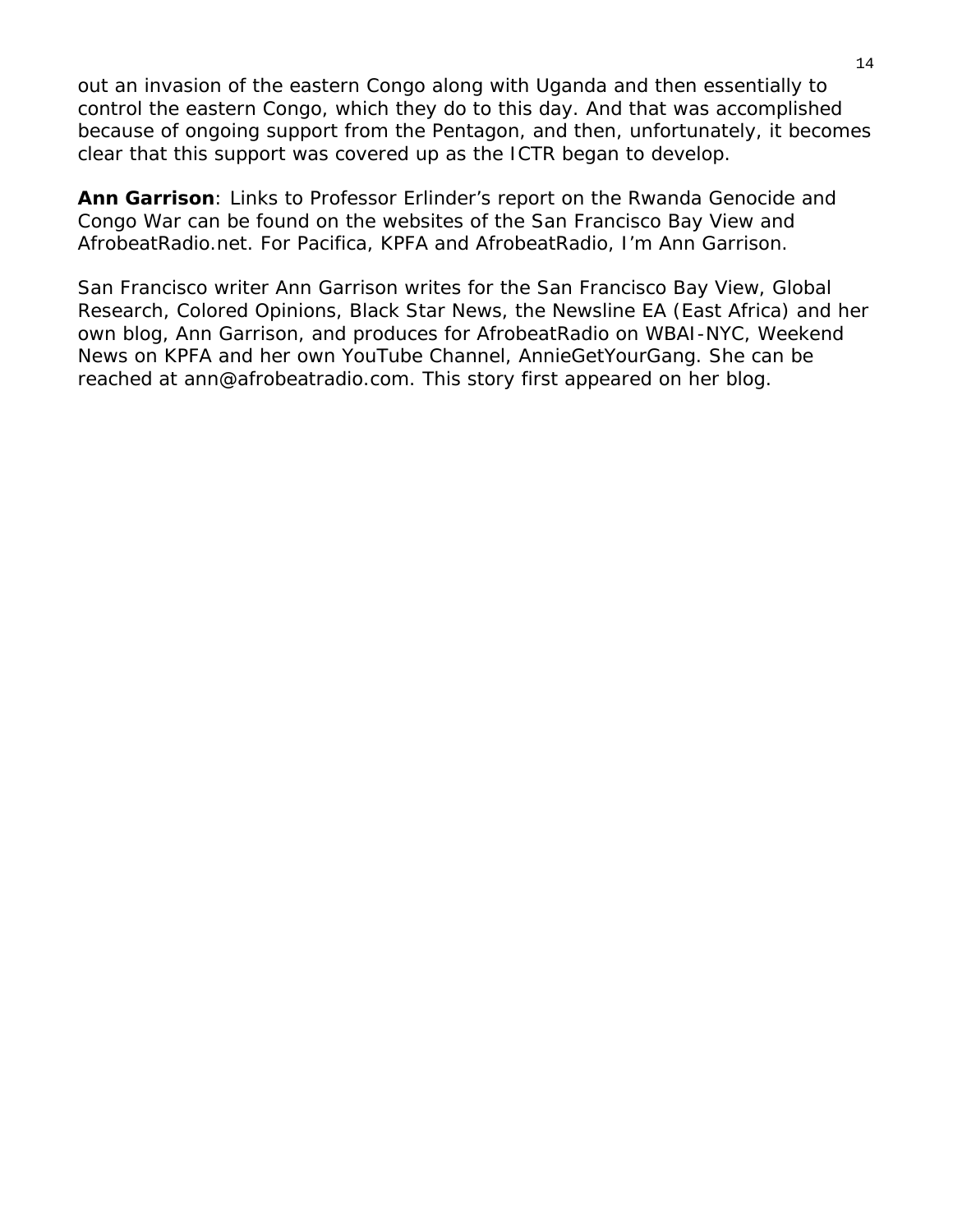out an invasion of the eastern Congo along with Uganda and then essentially to control the eastern Congo, which they do to this day. And that was accomplished because of ongoing support from the Pentagon, and then, unfortunately, it becomes clear that this support was covered up as the ICTR began to develop.

**Ann Garrison**: Links to Professor Erlinder's report on the Rwanda Genocide and Congo War can be found on the websites of the San Francisco Bay View and AfrobeatRadio.net. For Pacifica, KPFA and AfrobeatRadio, I'm Ann Garrison.

San Francisco writer Ann Garrison writes for the San Francisco Bay View, Global Research, Colored Opinions, Black Star News, the Newsline EA (East Africa) and her own blog, Ann Garrison, and produces for AfrobeatRadio on WBAI-NYC, Weekend News on KPFA and her own YouTube Channel, AnnieGetYourGang. She can be reached at ann@afrobeatradio.com. This story first appeared on her blog.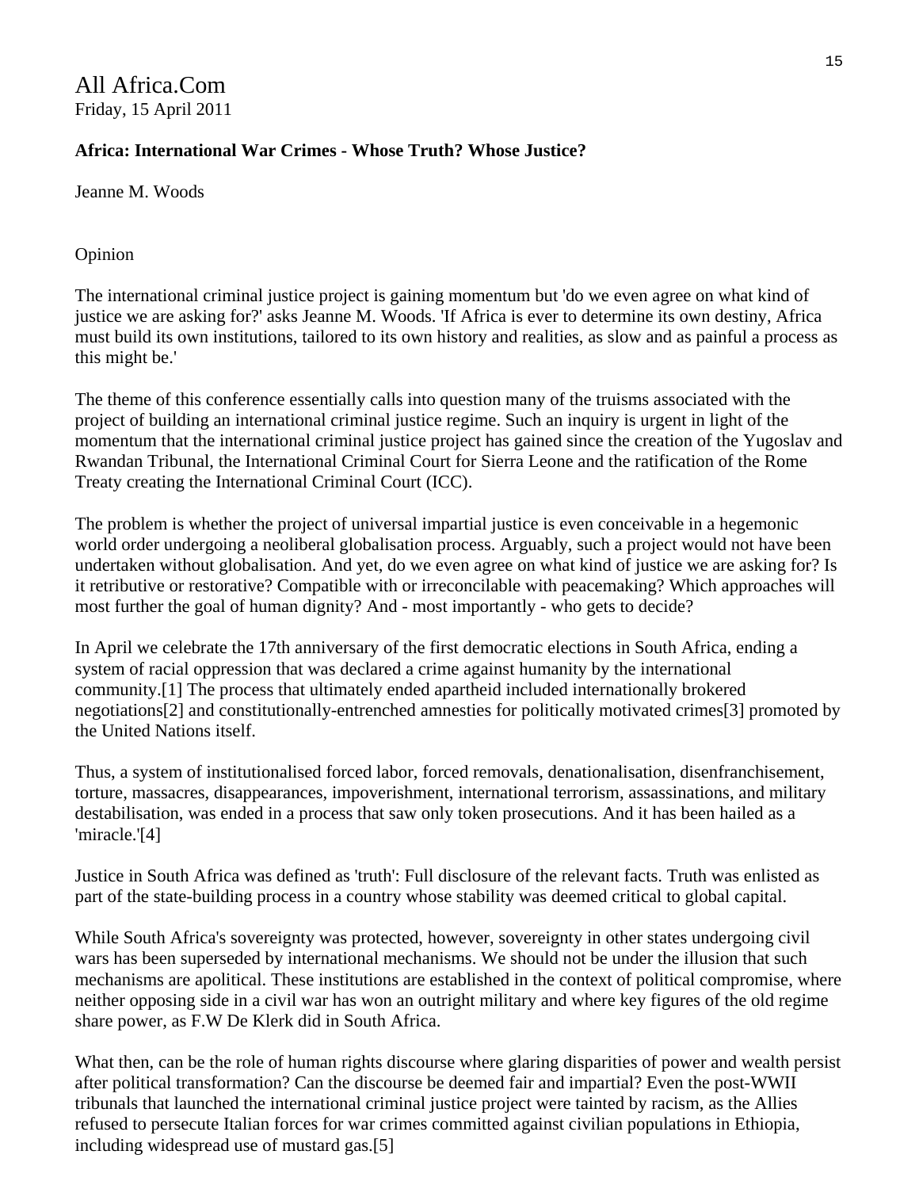All Africa.Com
Friday, 15 April 2011

**Africa: International War Crimes - Whose Truth? Whose Justice?**

Jeanne M. Woods

Opinion

The international criminal justice project is gaining momentum but 'do we even agree on what kind of justice we are asking for?' asks Jeanne M. Woods. 'If Africa is ever to determine its own destiny, Africa must build its own institutions, tailored to its own history and realities, as slow and as painful a process as this might be.'

The theme of this conference essentially calls into question many of the truisms associated with the project of building an international criminal justice regime. Such an inquiry is urgent in light of the momentum that the international criminal justice project has gained since the creation of the Yugoslav and Rwandan Tribunal, the International Criminal Court for Sierra Leone and the ratification of the Rome Treaty creating the International Criminal Court (ICC).

The problem is whether the project of universal impartial justice is even conceivable in a hegemonic world order undergoing a neoliberal globalisation process. Arguably, such a project would not have been undertaken without globalisation. And yet, do we even agree on what kind of justice we are asking for? Is it retributive or restorative? Compatible with or irreconcilable with peacemaking? Which approaches will most further the goal of human dignity? And - most importantly - who gets to decide?

In April we celebrate the 17th anniversary of the first democratic elections in South Africa, ending a system of racial oppression that was declared a crime against humanity by the international community.[1] The process that ultimately ended apartheid included internationally brokered negotiations[2] and constitutionally-entrenched amnesties for politically motivated crimes[3] promoted by the United Nations itself.

Thus, a system of institutionalised forced labor, forced removals, denationalisation, disenfranchisement, torture, massacres, disappearances, impoverishment, international terrorism, assassinations, and military destabilisation, was ended in a process that saw only token prosecutions. And it has been hailed as a 'miracle.'[4]

Justice in South Africa was defined as 'truth': Full disclosure of the relevant facts. Truth was enlisted as part of the state-building process in a country whose stability was deemed critical to global capital.

While South Africa's sovereignty was protected, however, sovereignty in other states undergoing civil wars has been superseded by international mechanisms. We should not be under the illusion that such mechanisms are apolitical. These institutions are established in the context of political compromise, where neither opposing side in a civil war has won an outright military and where key figures of the old regime share power, as F.W De Klerk did in South Africa.

What then, can be the role of human rights discourse where glaring disparities of power and wealth persist after political transformation? Can the discourse be deemed fair and impartial? Even the post-WWII tribunals that launched the international criminal justice project were tainted by racism, as the Allies refused to persecute Italian forces for war crimes committed against civilian populations in Ethiopia, including widespread use of mustard gas.[5]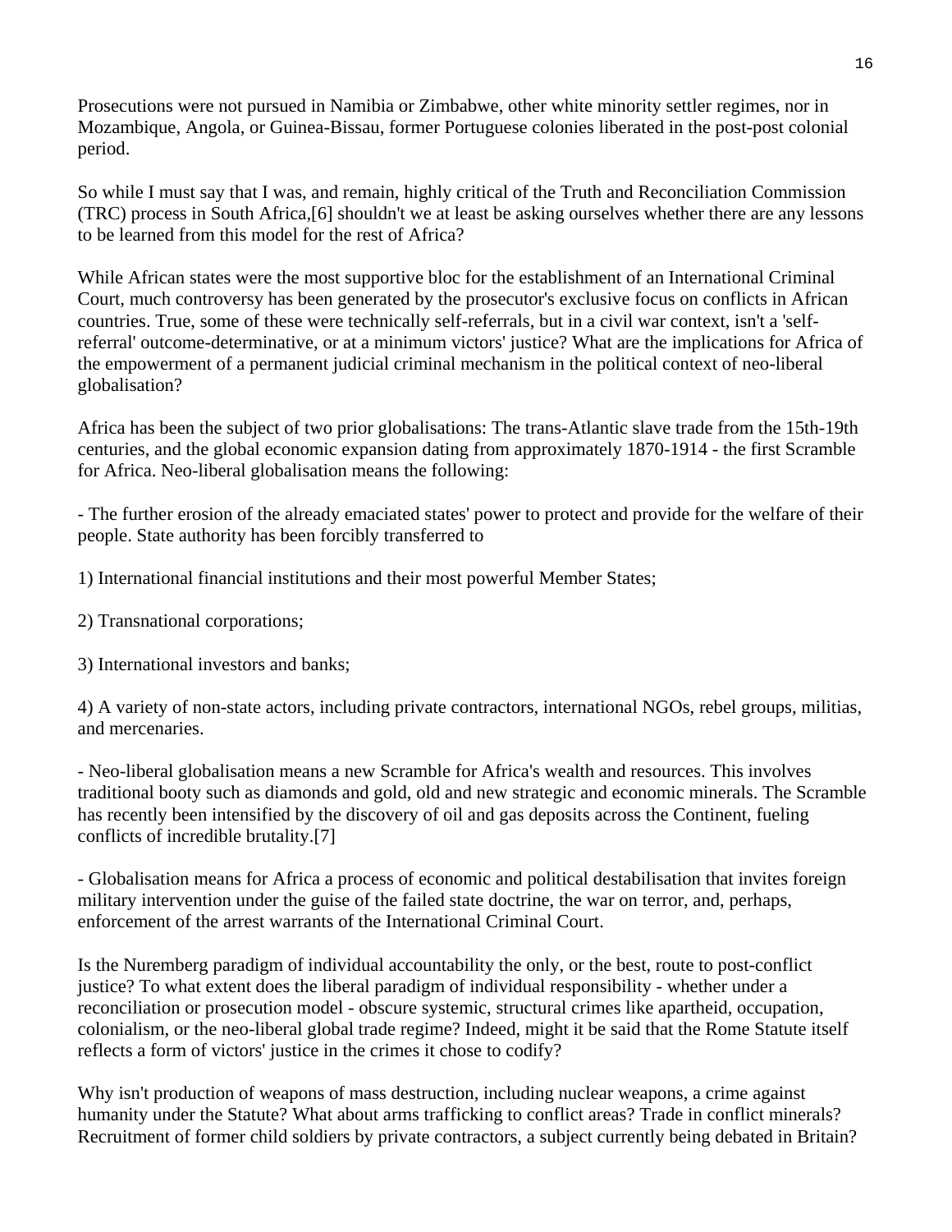Prosecutions were not pursued in Namibia or Zimbabwe, other white minority settler regimes, nor in Mozambique, Angola, or Guinea-Bissau, former Portuguese colonies liberated in the post-post colonial period.

So while I must say that I was, and remain, highly critical of the Truth and Reconciliation Commission (TRC) process in South Africa,[6] shouldn't we at least be asking ourselves whether there are any lessons to be learned from this model for the rest of Africa?

While African states were the most supportive bloc for the establishment of an International Criminal Court, much controversy has been generated by the prosecutor's exclusive focus on conflicts in African countries. True, some of these were technically self-referrals, but in a civil war context, isn't a 'self-referral' outcome-determinative, or at a minimum victors' justice? What are the implications for Africa of the empowerment of a permanent judicial criminal mechanism in the political context of neo-liberal globalisation?

Africa has been the subject of two prior globalisations: The trans-Atlantic slave trade from the 15th-19th centuries, and the global economic expansion dating from approximately 1870-1914 - the first Scramble for Africa. Neo-liberal globalisation means the following:

- The further erosion of the already emaciated states' power to protect and provide for the welfare of their people. State authority has been forcibly transferred to

1) International financial institutions and their most powerful Member States;

2) Transnational corporations;

3) International investors and banks;

4) A variety of non-state actors, including private contractors, international NGOs, rebel groups, militias, and mercenaries.

- Neo-liberal globalisation means a new Scramble for Africa's wealth and resources. This involves traditional booty such as diamonds and gold, old and new strategic and economic minerals. The Scramble has recently been intensified by the discovery of oil and gas deposits across the Continent, fueling conflicts of incredible brutality.[7]

- Globalisation means for Africa a process of economic and political destabilisation that invites foreign military intervention under the guise of the failed state doctrine, the war on terror, and, perhaps, enforcement of the arrest warrants of the International Criminal Court.

Is the Nuremberg paradigm of individual accountability the only, or the best, route to post-conflict justice? To what extent does the liberal paradigm of individual responsibility - whether under a reconciliation or prosecution model - obscure systemic, structural crimes like apartheid, occupation, colonialism, or the neo-liberal global trade regime? Indeed, might it be said that the Rome Statute itself reflects a form of victors' justice in the crimes it chose to codify?

Why isn't production of weapons of mass destruction, including nuclear weapons, a crime against humanity under the Statute? What about arms trafficking to conflict areas? Trade in conflict minerals? Recruitment of former child soldiers by private contractors, a subject currently being debated in Britain?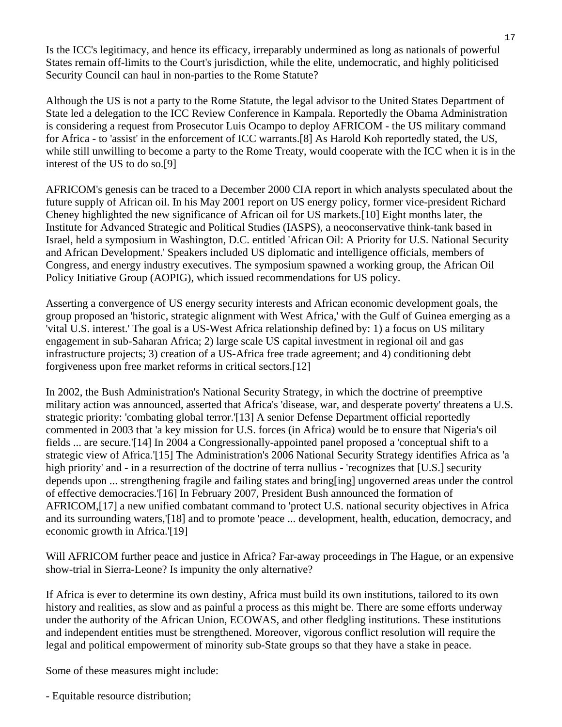Is the ICC's legitimacy, and hence its efficacy, irreparably undermined as long as nationals of powerful States remain off-limits to the Court's jurisdiction, while the elite, undemocratic, and highly politicised Security Council can haul in non-parties to the Rome Statute?

Although the US is not a party to the Rome Statute, the legal advisor to the United States Department of State led a delegation to the ICC Review Conference in Kampala. Reportedly the Obama Administration is considering a request from Prosecutor Luis Ocampo to deploy AFRICOM - the US military command for Africa - to 'assist' in the enforcement of ICC warrants.[8] As Harold Koh reportedly stated, the US, while still unwilling to become a party to the Rome Treaty, would cooperate with the ICC when it is in the interest of the US to do so.[9]

AFRICOM's genesis can be traced to a December 2000 CIA report in which analysts speculated about the future supply of African oil. In his May 2001 report on US energy policy, former vice-president Richard Cheney highlighted the new significance of African oil for US markets.[10] Eight months later, the Institute for Advanced Strategic and Political Studies (IASPS), a neoconservative think-tank based in Israel, held a symposium in Washington, D.C. entitled 'African Oil: A Priority for U.S. National Security and African Development.' Speakers included US diplomatic and intelligence officials, members of Congress, and energy industry executives. The symposium spawned a working group, the African Oil Policy Initiative Group (AOPIG), which issued recommendations for US policy.

Asserting a convergence of US energy security interests and African economic development goals, the group proposed an 'historic, strategic alignment with West Africa,' with the Gulf of Guinea emerging as a 'vital U.S. interest.' The goal is a US-West Africa relationship defined by: 1) a focus on US military engagement in sub-Saharan Africa; 2) large scale US capital investment in regional oil and gas infrastructure projects; 3) creation of a US-Africa free trade agreement; and 4) conditioning debt forgiveness upon free market reforms in critical sectors.[12]

In 2002, the Bush Administration's National Security Strategy, in which the doctrine of preemptive military action was announced, asserted that Africa's 'disease, war, and desperate poverty' threatens a U.S. strategic priority: 'combating global terror.'[13] A senior Defense Department official reportedly commented in 2003 that 'a key mission for U.S. forces (in Africa) would be to ensure that Nigeria's oil fields ... are secure.'[14] In 2004 a Congressionally-appointed panel proposed a 'conceptual shift to a strategic view of Africa.'[15] The Administration's 2006 National Security Strategy identifies Africa as 'a high priority' and - in a resurrection of the doctrine of terra nullius - 'recognizes that [U.S.] security depends upon ... strengthening fragile and failing states and bring[ing] ungoverned areas under the control of effective democracies.'[16] In February 2007, President Bush announced the formation of AFRICOM,[17] a new unified combatant command to 'protect U.S. national security objectives in Africa and its surrounding waters,'[18] and to promote 'peace ... development, health, education, democracy, and economic growth in Africa.'[19]

Will AFRICOM further peace and justice in Africa? Far-away proceedings in The Hague, or an expensive show-trial in Sierra-Leone? Is impunity the only alternative?

If Africa is ever to determine its own destiny, Africa must build its own institutions, tailored to its own history and realities, as slow and as painful a process as this might be. There are some efforts underway under the authority of the African Union, ECOWAS, and other fledgling institutions. These institutions and independent entities must be strengthened. Moreover, vigorous conflict resolution will require the legal and political empowerment of minority sub-State groups so that they have a stake in peace.

Some of these measures might include:

- Equitable resource distribution;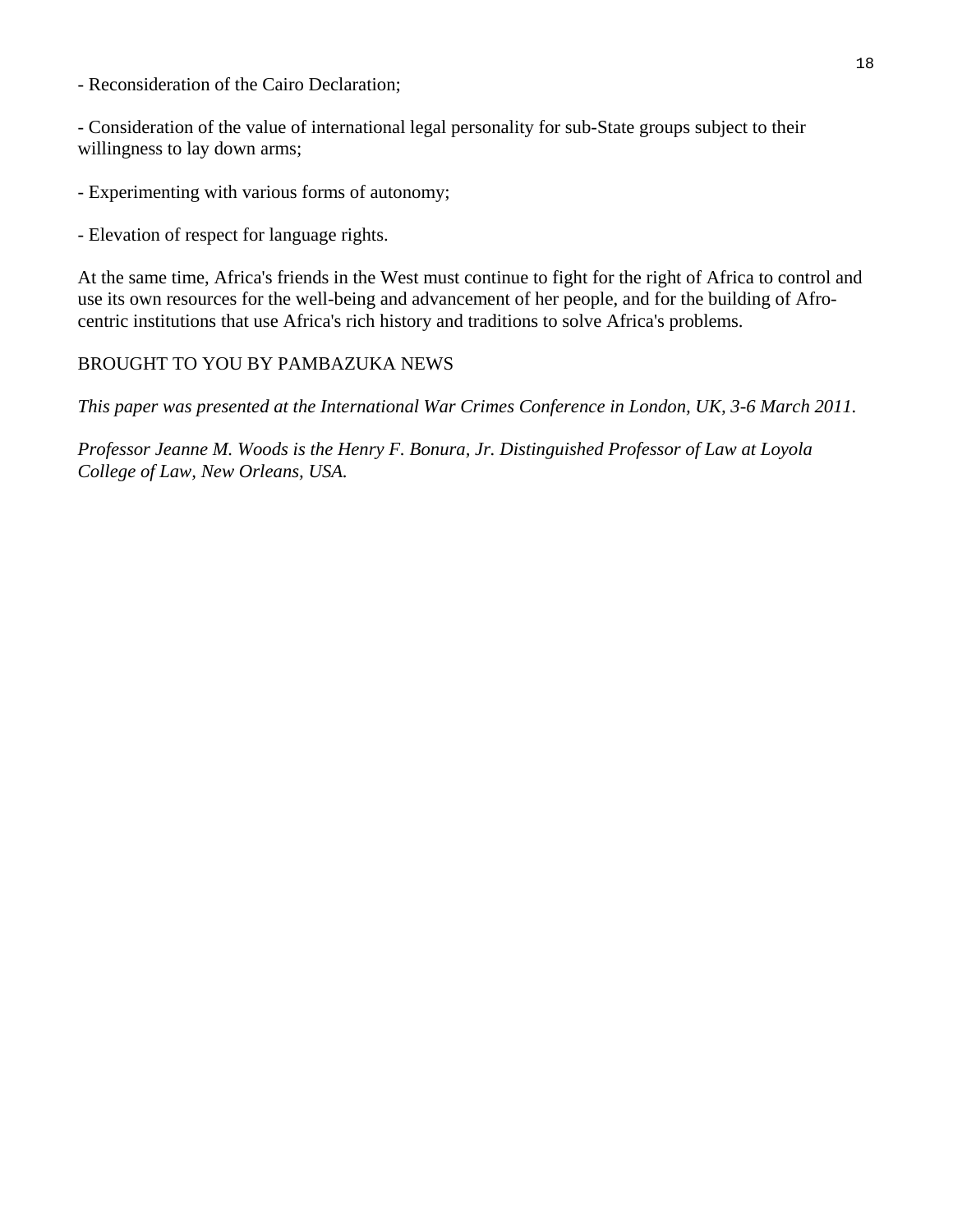- Reconsideration of the Cairo Declaration;

- Consideration of the value of international legal personality for sub-State groups subject to their willingness to lay down arms;

- Experimenting with various forms of autonomy;

- Elevation of respect for language rights.

At the same time, Africa's friends in the West must continue to fight for the right of Africa to control and use its own resources for the well-being and advancement of her people, and for the building of Afro-centric institutions that use Africa's rich history and traditions to solve Africa's problems.

BROUGHT TO YOU BY PAMBAZUKA NEWS

*This paper was presented at the International War Crimes Conference in London, UK, 3-6 March 2011.*

*Professor Jeanne M. Woods is the Henry F. Bonura, Jr. Distinguished Professor of Law at Loyola College of Law, New Orleans, USA.*